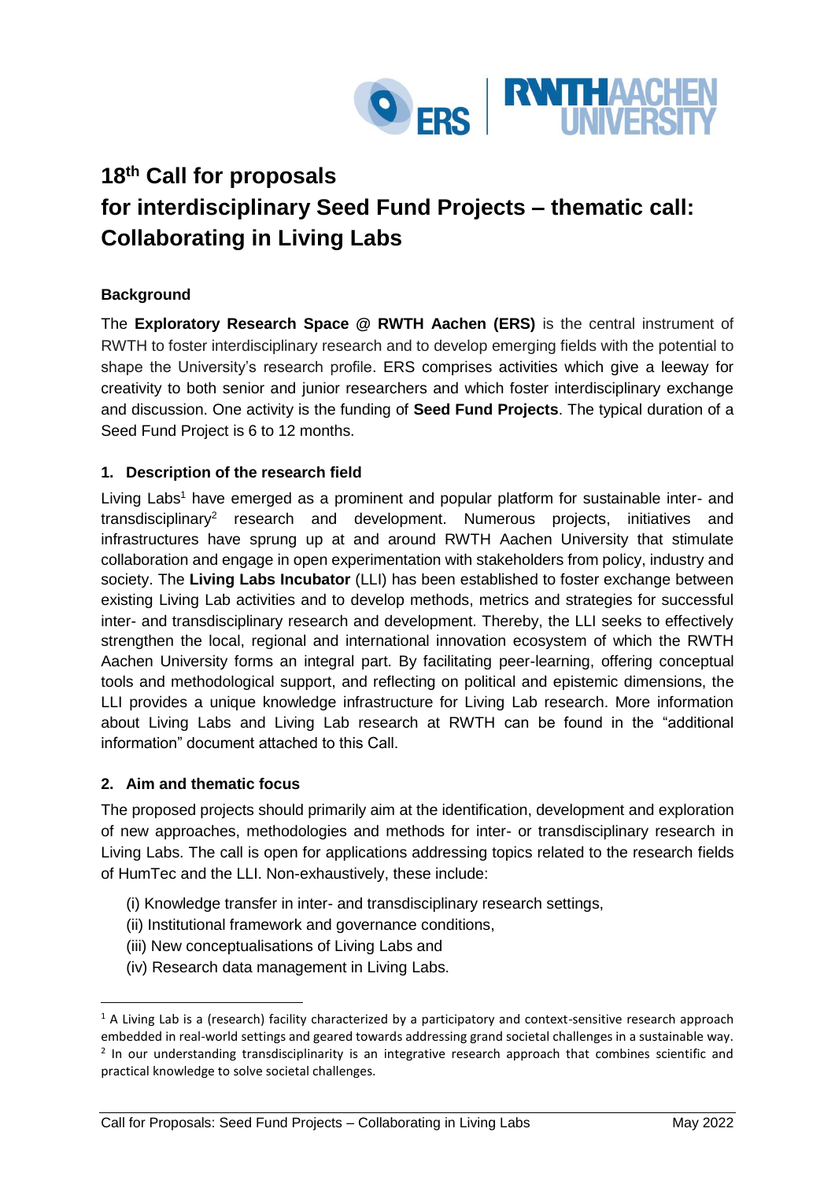# 18th Call for proposals for interdisciplinary Seed Fund Projects – thematic call: Collaborating in Living Labs

### Background

The **Exploratory Research Space @ RWTH Aachen (ERS)** is the central instrument of RWTH to foster interdisciplinary research and to develop emerging fields with the potential to shape the University's research profile. ERS comprises activities which give a leeway for creativity to both senior and junior researchers and which foster interdisciplinary exchange and discussion. One activity is the funding of **Seed Fund Projects**. The typical duration of a Seed Fund Project is 6 to 12 months.

### 1. Description of the research field

Living Labs[1] have emerged as a prominent and popular platform for sustainable inter- and transdisciplinary[2] research and development. Numerous projects, initiatives and infrastructures have sprung up at and around RWTH Aachen University that stimulate collaboration and engage in open experimentation with stakeholders from policy, industry and society. The **Living Labs Incubator** (LLI) has been established to foster exchange between existing Living Lab activities and to develop methods, metrics and strategies for successful inter- and transdisciplinary research and development. Thereby, the LLI seeks to effectively strengthen the local, regional and international innovation ecosystem of which the RWTH Aachen University forms an integral part. By facilitating peer-learning, offering conceptual tools and methodological support, and reflecting on political and epistemic dimensions, the LLI provides a unique knowledge infrastructure for Living Lab research. More information about Living Labs and Living Lab research at RWTH can be found in the "additional information" document attached to this Call.

### 2. Aim and thematic focus

The proposed projects should primarily aim at the identification, development and exploration of new approaches, methodologies and methods for inter- or transdisciplinary research in Living Labs. The call is open for applications addressing topics related to the research fields of HumTec and the LLI. Non-exhaustively, these include:

(i) Knowledge transfer in inter- and transdisciplinary research settings,
(ii) Institutional framework and governance conditions,
(iii) New conceptualisations of Living Labs and
(iv) Research data management in Living Labs.

[1] A Living Lab is a (research) facility characterized by a participatory and context-sensitive research approach embedded in real-world settings and geared towards addressing grand societal challenges in a sustainable way.

[2] In our understanding transdisciplinarity is an integrative research approach that combines scientific and practical knowledge to solve societal challenges.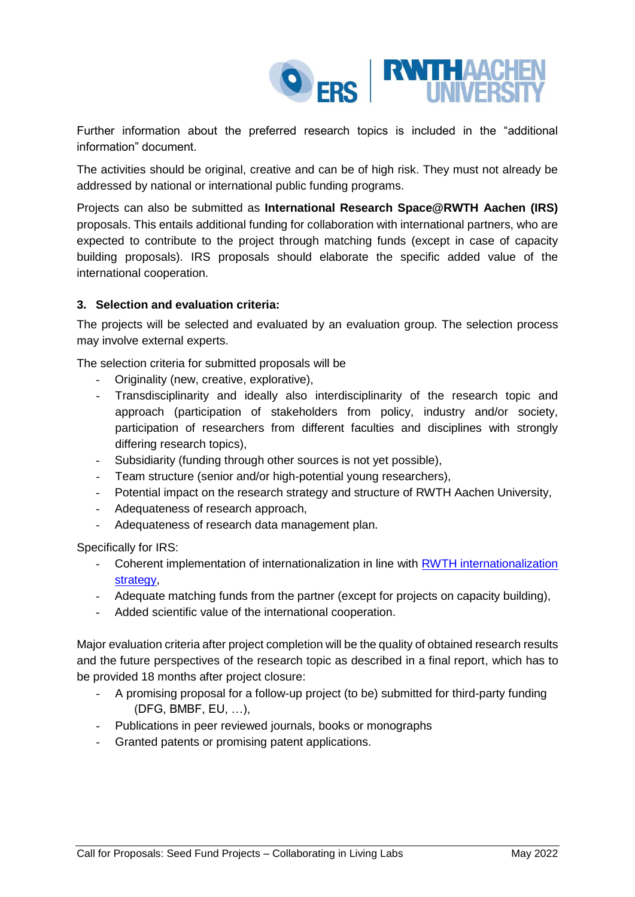Further information about the preferred research topics is included in the "additional information" document.

The activities should be original, creative and can be of high risk. They must not already be addressed by national or international public funding programs.

Projects can also be submitted as **International Research Space@RWTH Aachen (IRS)** proposals. This entails additional funding for collaboration with international partners, who are expected to contribute to the project through matching funds (except in case of capacity building proposals). IRS proposals should elaborate the specific added value of the international cooperation.

### 3. Selection and evaluation criteria:

The projects will be selected and evaluated by an evaluation group. The selection process may involve external experts.

The selection criteria for submitted proposals will be

- Originality (new, creative, explorative),
- Transdisciplinarity and ideally also interdisciplinarity of the research topic and approach (participation of stakeholders from policy, industry and/or society, participation of researchers from different faculties and disciplines with strongly differing research topics),
- Subsidiarity (funding through other sources is not yet possible),
- Team structure (senior and/or high-potential young researchers),
- Potential impact on the research strategy and structure of RWTH Aachen University,
- Adequateness of research approach,
- Adequateness of research data management plan.

Specifically for IRS:

- Coherent implementation of internationalization in line with RWTH internationalization strategy,
- Adequate matching funds from the partner (except for projects on capacity building),
- Added scientific value of the international cooperation.

Major evaluation criteria after project completion will be the quality of obtained research results and the future perspectives of the research topic as described in a final report, which has to be provided 18 months after project closure:

- A promising proposal for a follow-up project (to be) submitted for third-party funding (DFG, BMBF, EU, …),
- Publications in peer reviewed journals, books or monographs
- Granted patents or promising patent applications.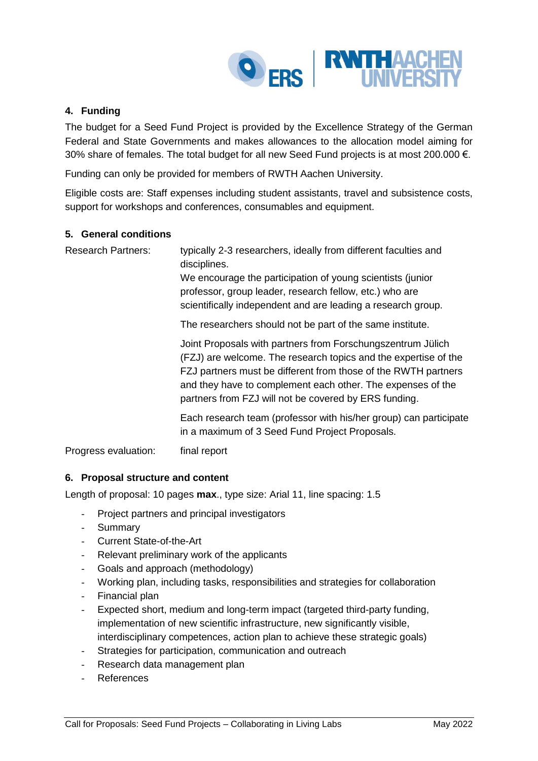## 4. Funding

The budget for a Seed Fund Project is provided by the Excellence Strategy of the German Federal and State Governments and makes allowances to the allocation model aiming for 30% share of females. The total budget for all new Seed Fund projects is at most 200.000 €.

Funding can only be provided for members of RWTH Aachen University.

Eligible costs are: Staff expenses including student assistants, travel and subsistence costs, support for workshops and conferences, consumables and equipment.

## 5. General conditions

| | |
|---|---|
| Research Partners: | typically 2-3 researchers, ideally from different faculties and disciplines. We encourage the participation of young scientists (junior professor, group leader, research fellow, etc.) who are scientifically independent and are leading a research group. |
| | The researchers should not be part of the same institute. |
| | Joint Proposals with partners from Forschungszentrum Jülich (FZJ) are welcome. The research topics and the expertise of the FZJ partners must be different from those of the RWTH partners and they have to complement each other. The expenses of the partners from FZJ will not be covered by ERS funding. |
| | Each research team (professor with his/her group) can participate in a maximum of 3 Seed Fund Project Proposals. |
| Progress evaluation: | final report |

## 6. Proposal structure and content

Length of proposal: 10 pages **max**., type size: Arial 11, line spacing: 1.5

- Project partners and principal investigators
- Summary
- Current State-of-the-Art
- Relevant preliminary work of the applicants
- Goals and approach (methodology)
- Working plan, including tasks, responsibilities and strategies for collaboration
- Financial plan
- Expected short, medium and long-term impact (targeted third-party funding, implementation of new scientific infrastructure, new significantly visible, interdisciplinary competences, action plan to achieve these strategic goals)
- Strategies for participation, communication and outreach
- Research data management plan
- References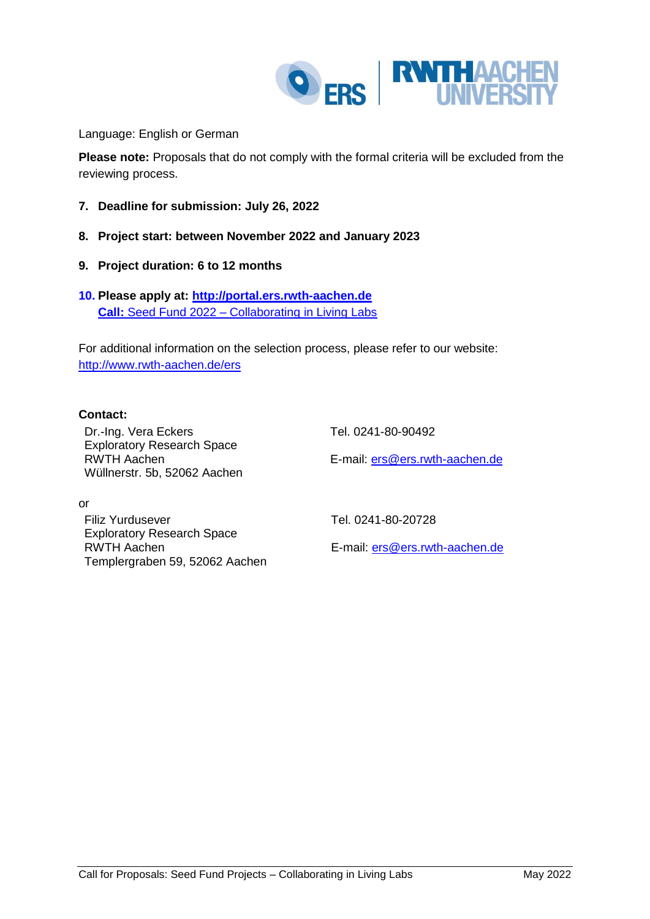Language: English or German

**Please note:** Proposals that do not comply with the formal criteria will be excluded from the reviewing process.

7. **Deadline for submission: July 26, 2022**

8. **Project start: between November 2022 and January 2023**

9. **Project duration: 6 to 12 months**

10. **Please apply at: http://portal.ers.rwth-aachen.de**
    **Call:** Seed Fund 2022 – Collaborating in Living Labs

For additional information on the selection process, please refer to our website: http://www.rwth-aachen.de/ers

**Contact:**

Dr.-Ing. Vera Eckers
Exploratory Research Space
RWTH Aachen
Wüllnerstr. 5b, 52062 Aachen

Tel. 0241-80-90492

E-mail: ers@ers.rwth-aachen.de

or

Filiz Yurdusever
Exploratory Research Space
RWTH Aachen
Templergraben 59, 52062 Aachen

Tel. 0241-80-20728

E-mail: ers@ers.rwth-aachen.de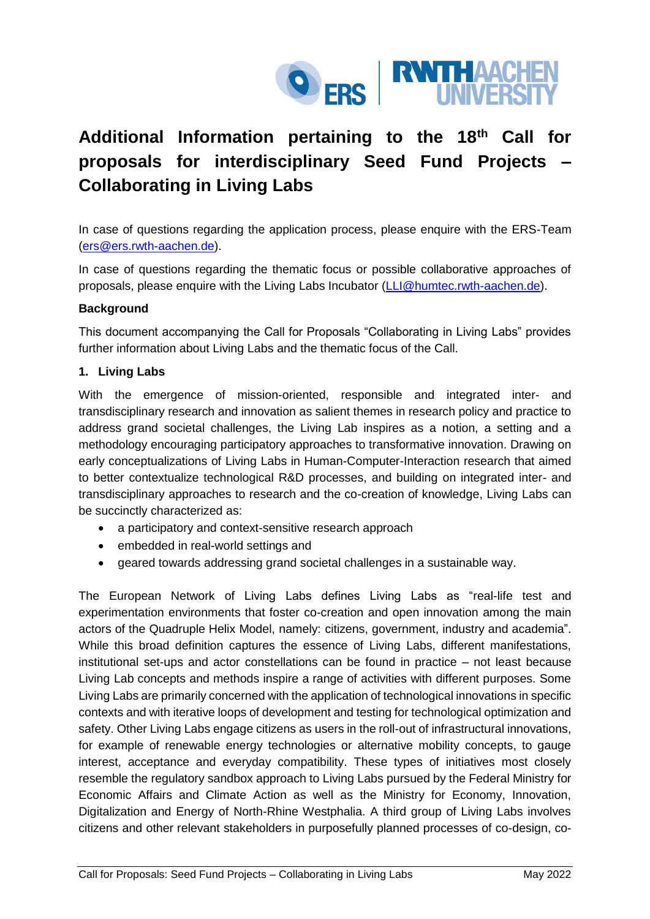# Additional Information pertaining to the 18th Call for proposals for interdisciplinary Seed Fund Projects – Collaborating in Living Labs

In case of questions regarding the application process, please enquire with the ERS-Team (ers@ers.rwth-aachen.de).

In case of questions regarding the thematic focus or possible collaborative approaches of proposals, please enquire with the Living Labs Incubator (LLI@humtec.rwth-aachen.de).

**Background**

This document accompanying the Call for Proposals "Collaborating in Living Labs" provides further information about Living Labs and the thematic focus of the Call.

**1. Living Labs**

With the emergence of mission-oriented, responsible and integrated inter- and transdisciplinary research and innovation as salient themes in research policy and practice to address grand societal challenges, the Living Lab inspires as a notion, a setting and a methodology encouraging participatory approaches to transformative innovation. Drawing on early conceptualizations of Living Labs in Human-Computer-Interaction research that aimed to better contextualize technological R&D processes, and building on integrated inter- and transdisciplinary approaches to research and the co-creation of knowledge, Living Labs can be succinctly characterized as:

- a participatory and context-sensitive research approach
- embedded in real-world settings and
- geared towards addressing grand societal challenges in a sustainable way.

The European Network of Living Labs defines Living Labs as "real-life test and experimentation environments that foster co-creation and open innovation among the main actors of the Quadruple Helix Model, namely: citizens, government, industry and academia". While this broad definition captures the essence of Living Labs, different manifestations, institutional set-ups and actor constellations can be found in practice – not least because Living Lab concepts and methods inspire a range of activities with different purposes. Some Living Labs are primarily concerned with the application of technological innovations in specific contexts and with iterative loops of development and testing for technological optimization and safety. Other Living Labs engage citizens as users in the roll-out of infrastructural innovations, for example of renewable energy technologies or alternative mobility concepts, to gauge interest, acceptance and everyday compatibility. These types of initiatives most closely resemble the regulatory sandbox approach to Living Labs pursued by the Federal Ministry for Economic Affairs and Climate Action as well as the Ministry for Economy, Innovation, Digitalization and Energy of North-Rhine Westphalia. A third group of Living Labs involves citizens and other relevant stakeholders in purposefully planned processes of co-design, co-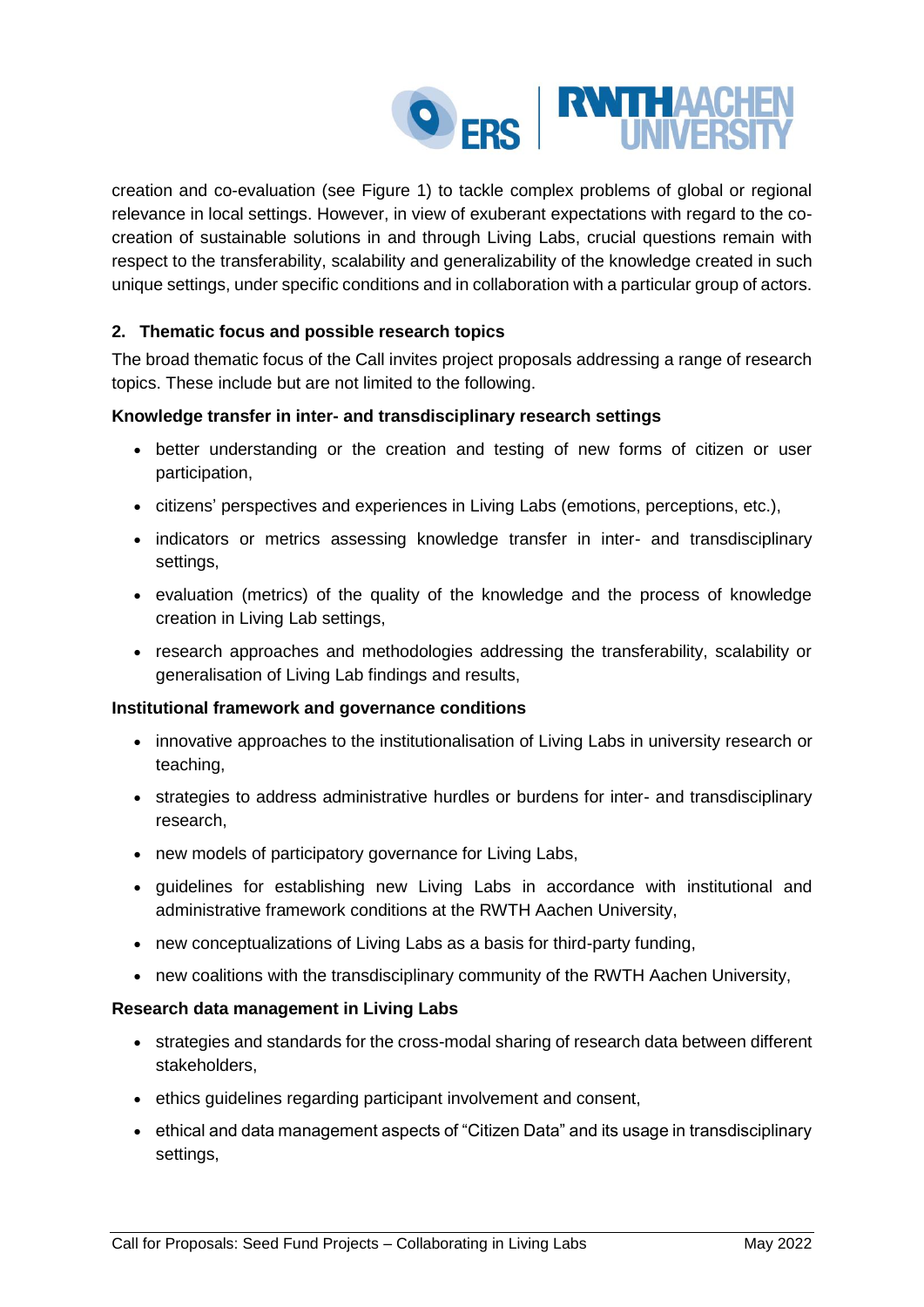creation and co-evaluation (see Figure 1) to tackle complex problems of global or regional relevance in local settings. However, in view of exuberant expectations with regard to the co-creation of sustainable solutions in and through Living Labs, crucial questions remain with respect to the transferability, scalability and generalizability of the knowledge created in such unique settings, under specific conditions and in collaboration with a particular group of actors.

## 2. Thematic focus and possible research topics

The broad thematic focus of the Call invites project proposals addressing a range of research topics. These include but are not limited to the following.

**Knowledge transfer in inter- and transdisciplinary research settings**

- better understanding or the creation and testing of new forms of citizen or user participation,
- citizens' perspectives and experiences in Living Labs (emotions, perceptions, etc.),
- indicators or metrics assessing knowledge transfer in inter- and transdisciplinary settings,
- evaluation (metrics) of the quality of the knowledge and the process of knowledge creation in Living Lab settings,
- research approaches and methodologies addressing the transferability, scalability or generalisation of Living Lab findings and results,

**Institutional framework and governance conditions**

- innovative approaches to the institutionalisation of Living Labs in university research or teaching,
- strategies to address administrative hurdles or burdens for inter- and transdisciplinary research,
- new models of participatory governance for Living Labs,
- guidelines for establishing new Living Labs in accordance with institutional and administrative framework conditions at the RWTH Aachen University,
- new conceptualizations of Living Labs as a basis for third-party funding,
- new coalitions with the transdisciplinary community of the RWTH Aachen University,

**Research data management in Living Labs**

- strategies and standards for the cross-modal sharing of research data between different stakeholders,
- ethics guidelines regarding participant involvement and consent,
- ethical and data management aspects of "Citizen Data" and its usage in transdisciplinary settings,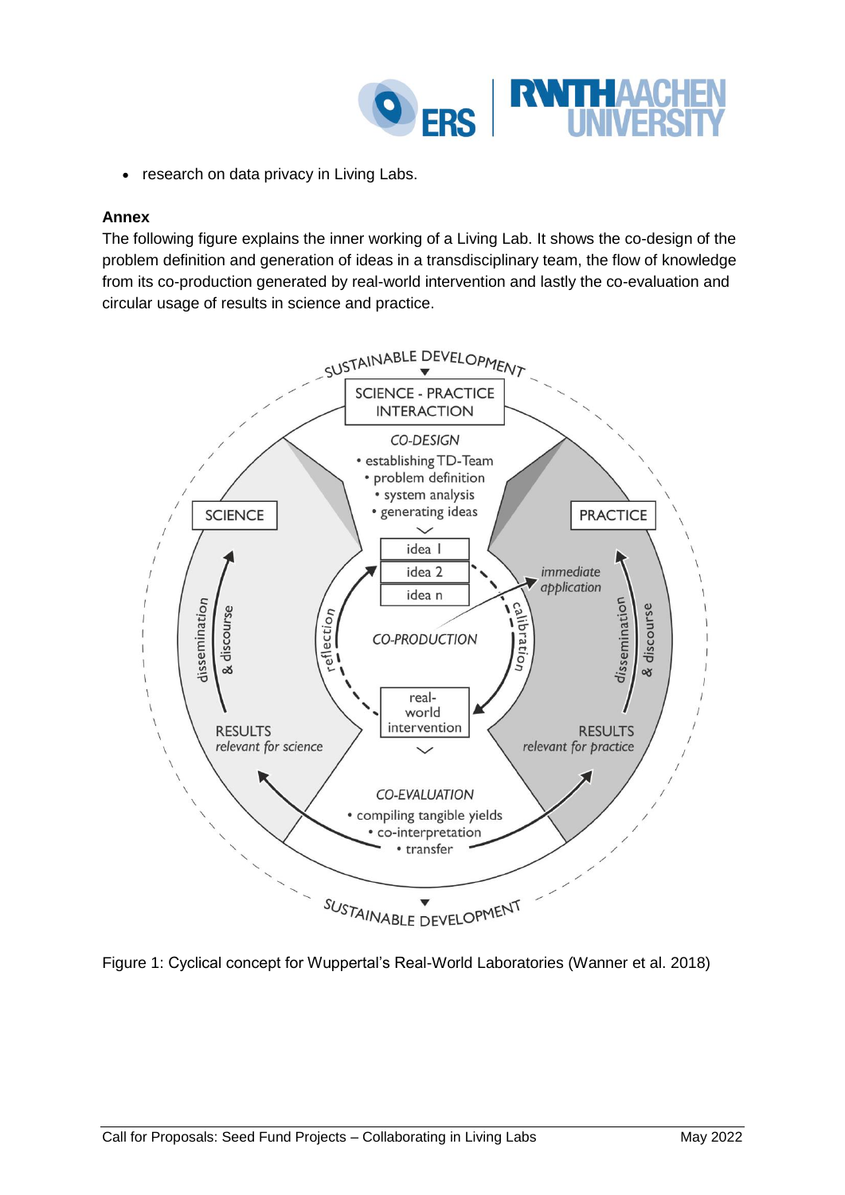- research on data privacy in Living Labs.

**Annex**

The following figure explains the inner working of a Living Lab. It shows the co-design of the problem definition and generation of ideas in a transdisciplinary team, the flow of knowledge from its co-production generated by real-world intervention and lastly the co-evaluation and circular usage of results in science and practice.

Figure 1: Cyclical concept for Wuppertal's Real-World Laboratories (Wanner et al. 2018)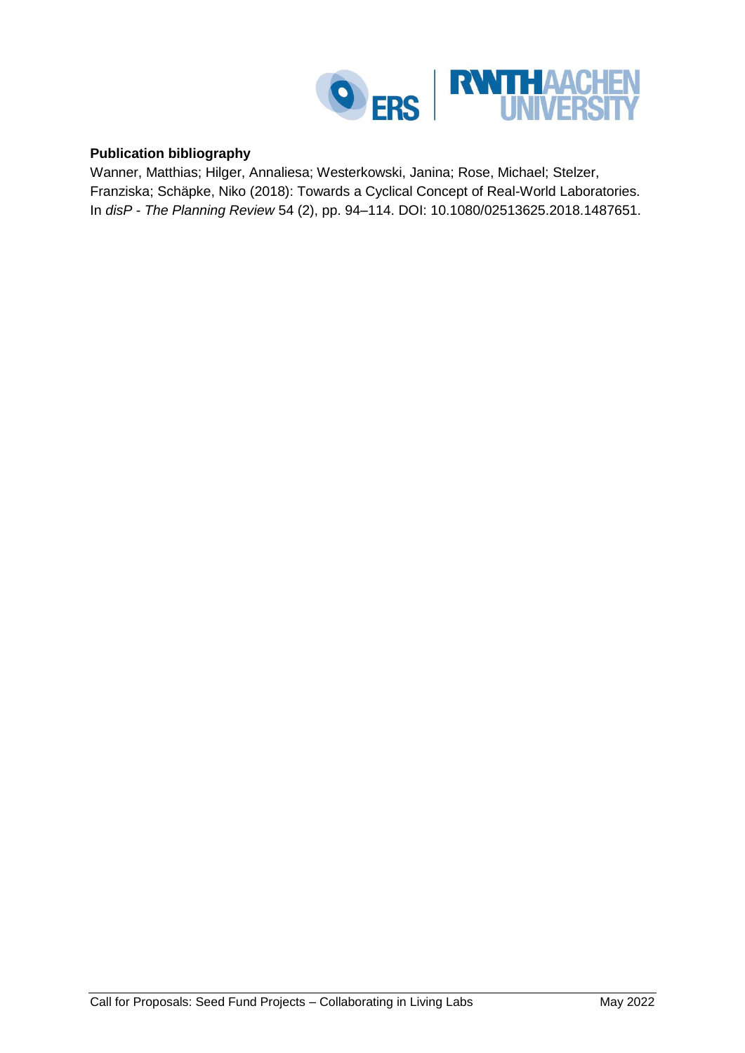**Publication bibliography**

Wanner, Matthias; Hilger, Annaliesa; Westerkowski, Janina; Rose, Michael; Stelzer, Franziska; Schäpke, Niko (2018): Towards a Cyclical Concept of Real-World Laboratories. In *disP - The Planning Review* 54 (2), pp. 94–114. DOI: 10.1080/02513625.2018.1487651.